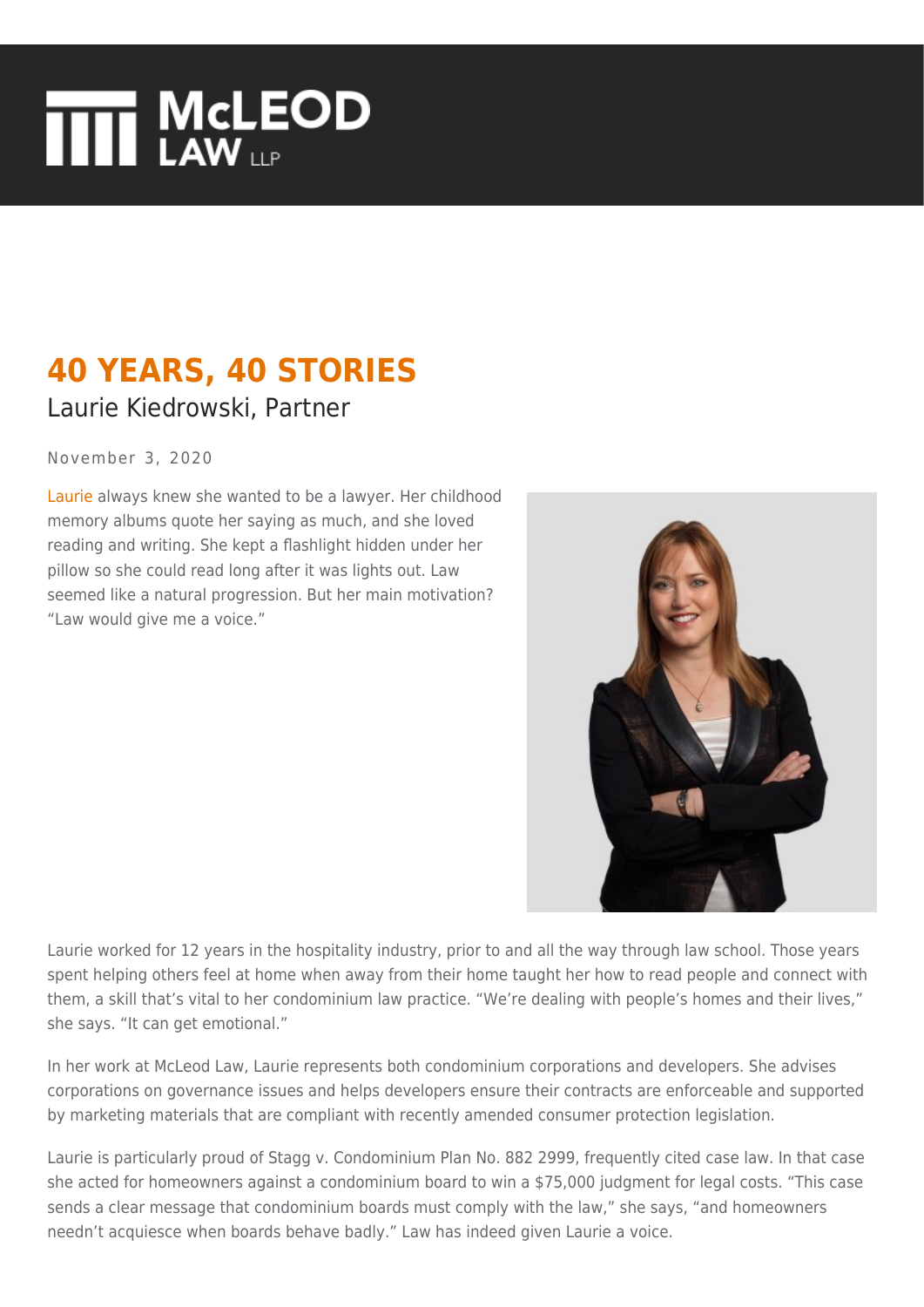McLEOD LAW LLP

# 40 YEARS, 40 STORIES

## Laurie Kiedrowski, Partner

November 3, 2020

Laurie always knew she wanted to be a lawyer. Her childhood memory albums quote her saying as much, and she loved reading and writing. She kept a flashlight hidden under her pillow so she could read long after it was lights out. Law seemed like a natural progression. But her main motivation? "Law would give me a voice."

Laurie worked for 12 years in the hospitality industry, prior to and all the way through law school. Those years spent helping others feel at home when away from their home taught her how to read people and connect with them, a skill that's vital to her condominium law practice. "We're dealing with people's homes and their lives," she says. "It can get emotional."

In her work at McLeod Law, Laurie represents both condominium corporations and developers. She advises corporations on governance issues and helps developers ensure their contracts are enforceable and supported by marketing materials that are compliant with recently amended consumer protection legislation.

Laurie is particularly proud of Stagg v. Condominium Plan No. 882 2999, frequently cited case law. In that case she acted for homeowners against a condominium board to win a $75,000 judgment for legal costs. "This case sends a clear message that condominium boards must comply with the law," she says, "and homeowners needn't acquiesce when boards behave badly." Law has indeed given Laurie a voice.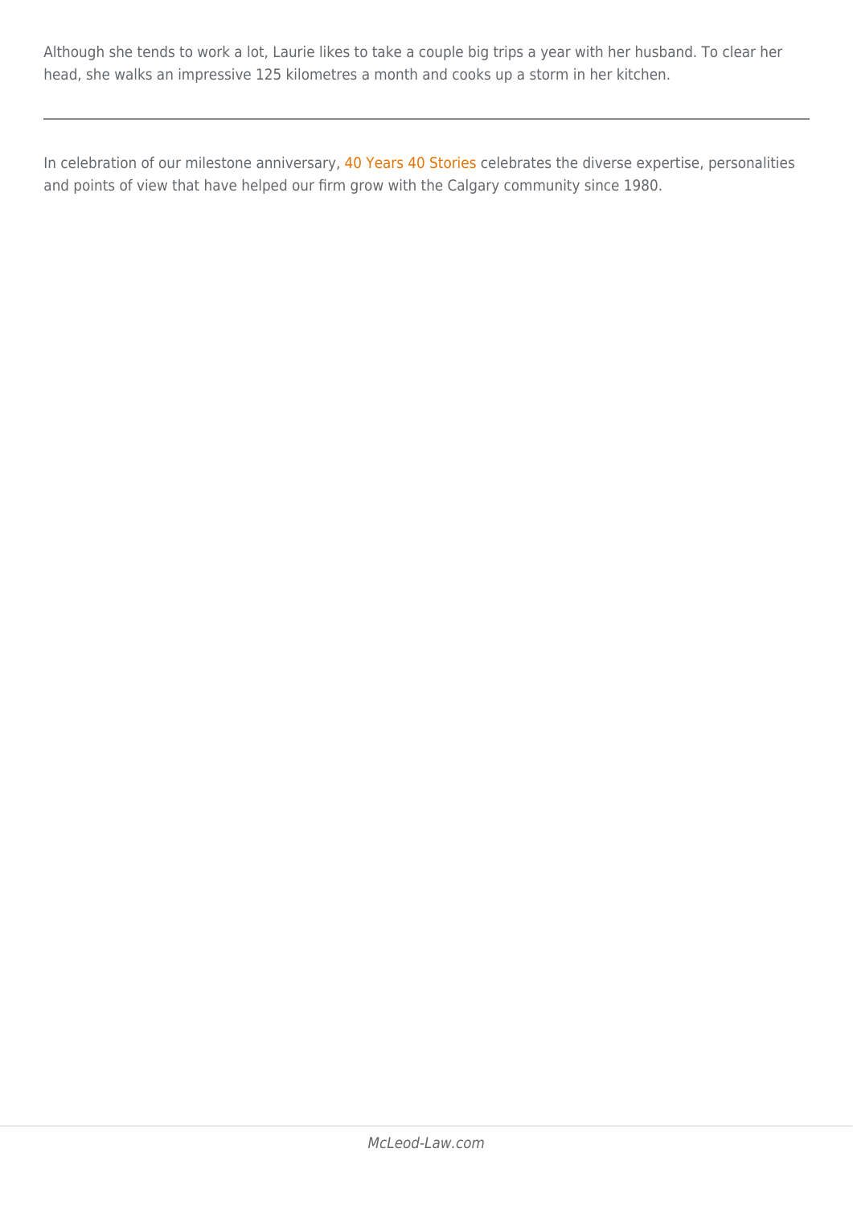Although she tends to work a lot, Laurie likes to take a couple big trips a year with her husband. To clear her head, she walks an impressive 125 kilometres a month and cooks up a storm in her kitchen.

---

In celebration of our milestone anniversary, 40 Years 40 Stories celebrates the diverse expertise, personalities and points of view that have helped our firm grow with the Calgary community since 1980.